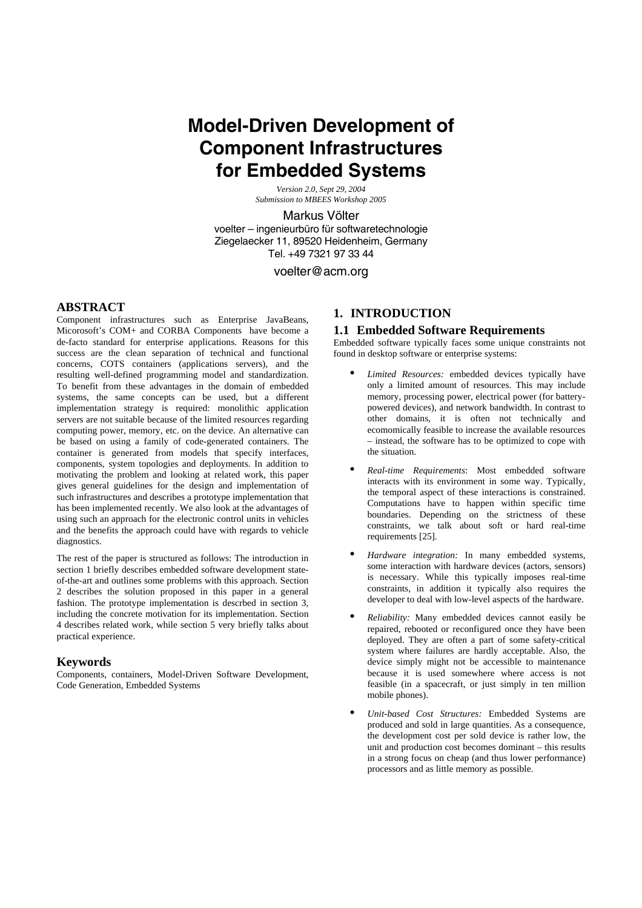# Model-Driven Development of Component Infrastructures for Embedded Systems

*Version 2.0, Sept 29, 2004*
*Submission to MBEES Workshop 2005*

Markus Völter
voelter – ingenieurbüro für softwaretechnologie
Ziegelaecker 11, 89520 Heidenheim, Germany
Tel. +49 7321 97 33 44

voelter@acm.org

## ABSTRACT

Component infrastructures such as Enterprise JavaBeans, Micorosoft's COM+ and CORBA Components have become a de-facto standard for enterprise applications. Reasons for this success are the clean separation of technical and functional concerns, COTS containers (applications servers), and the resulting well-defined programming model and standardization. To benefit from these advantages in the domain of embedded systems, the same concepts can be used, but a different implementation strategy is required: monolithic application servers are not suitable because of the limited resources regarding computing power, memory, etc. on the device. An alternative can be based on using a family of code-generated containers. The container is generated from models that specify interfaces, components, system topologies and deployments. In addition to motivating the problem and looking at related work, this paper gives general guidelines for the design and implementation of such infrastructures and describes a prototype implementation that has been implemented recently. We also look at the advantages of using such an approach for the electronic control units in vehicles and the benefits the approach could have with regards to vehicle diagnostics.

The rest of the paper is structured as follows: The introduction in section 1 briefly describes embedded software development state-of-the-art and outlines some problems with this approach. Section 2 describes the solution proposed in this paper in a general fashion. The prototype implementation is descrbed in section 3, including the concrete motivation for its implementation. Section 4 describes related work, while section 5 very briefly talks about practical experience.

## Keywords

Components, containers, Model-Driven Software Development, Code Generation, Embedded Systems

## 1. INTRODUCTION

### 1.1 Embedded Software Requirements

Embedded software typically faces some unique constraints not found in desktop software or enterprise systems:

- *Limited Resources:* embedded devices typically have only a limited amount of resources. This may include memory, processing power, electrical power (for battery-powered devices), and network bandwidth. In contrast to other domains, it is often not technically and ecomomically feasible to increase the available resources – instead, the software has to be optimized to cope with the situation.
- *Real-time Requirements*: Most embedded software interacts with its environment in some way. Typically, the temporal aspect of these interactions is constrained. Computations have to happen within specific time boundaries. Depending on the strictness of these constraints, we talk about soft or hard real-time requirements [25].
- *Hardware integration:* In many embedded systems, some interaction with hardware devices (actors, sensors) is necessary. While this typically imposes real-time constraints, in addition it typically also requires the developer to deal with low-level aspects of the hardware.
- *Reliability:* Many embedded devices cannot easily be repaired, rebooted or reconfigured once they have been deployed. They are often a part of some safety-critical system where failures are hardly acceptable. Also, the device simply might not be accessible to maintenance because it is used somewhere where access is not feasible (in a spacecraft, or just simply in ten million mobile phones).
- *Unit-based Cost Structures:* Embedded Systems are produced and sold in large quantities. As a consequence, the development cost per sold device is rather low, the unit and production cost becomes dominant – this results in a strong focus on cheap (and thus lower performance) processors and as little memory as possible.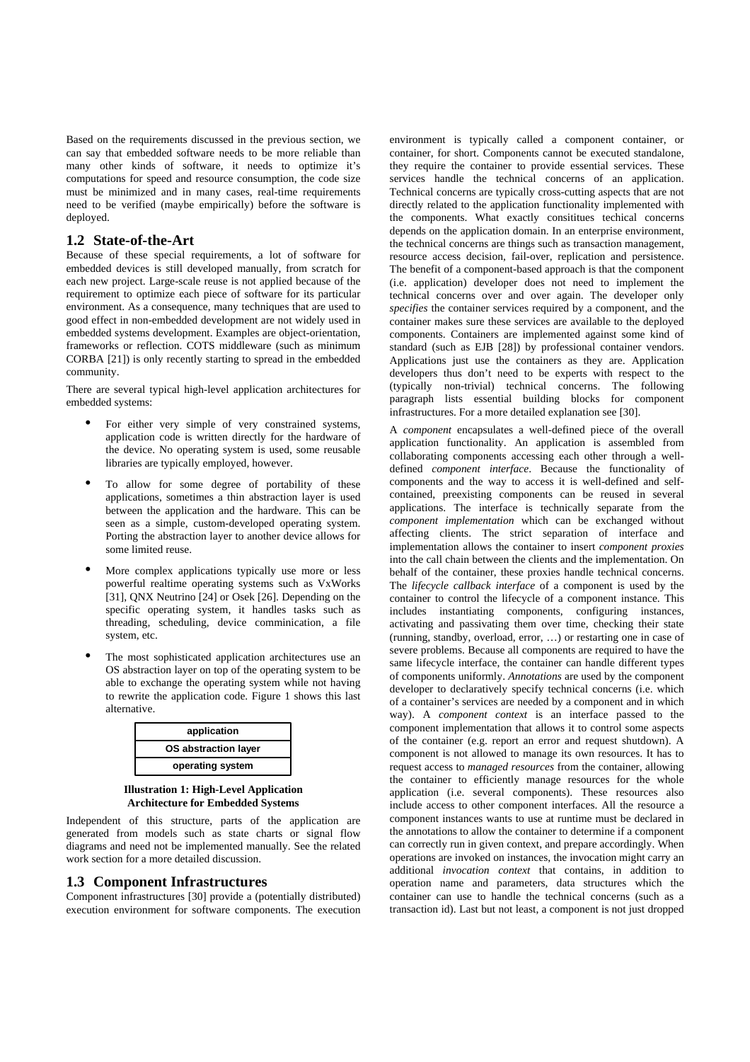Based on the requirements discussed in the previous section, we can say that embedded software needs to be more reliable than many other kinds of software, it needs to optimize it's computations for speed and resource consumption, the code size must be minimized and in many cases, real-time requirements need to be verified (maybe empirically) before the software is deployed.

## 1.2 State-of-the-Art

Because of these special requirements, a lot of software for embedded devices is still developed manually, from scratch for each new project. Large-scale reuse is not applied because of the requirement to optimize each piece of software for its particular environment. As a consequence, many techniques that are used to good effect in non-embedded development are not widely used in embedded systems development. Examples are object-orientation, frameworks or reflection. COTS middleware (such as minimum CORBA [21]) is only recently starting to spread in the embedded community.

There are several typical high-level application architectures for embedded systems:

- For either very simple of very constrained systems, application code is written directly for the hardware of the device. No operating system is used, some reusable libraries are typically employed, however.
- To allow for some degree of portability of these applications, sometimes a thin abstraction layer is used between the application and the hardware. This can be seen as a simple, custom-developed operating system. Porting the abstraction layer to another device allows for some limited reuse.
- More complex applications typically use more or less powerful realtime operating systems such as VxWorks [31], QNX Neutrino [24] or Osek [26]. Depending on the specific operating system, it handles tasks such as threading, scheduling, device comminication, a file system, etc.
- The most sophisticated application architectures use an OS abstraction layer on top of the operating system to be able to exchange the operating system while not having to rewrite the application code. Figure 1 shows this last alternative.

| application |
|---|
| OS abstraction layer |
| operating system |

**Illustration 1: High-Level Application Architecture for Embedded Systems**

Independent of this structure, parts of the application are generated from models such as state charts or signal flow diagrams and need not be implemented manually. See the related work section for a more detailed discussion.

## 1.3 Component Infrastructures

Component infrastructures [30] provide a (potentially distributed) execution environment for software components. The execution environment is typically called a component container, or container, for short. Components cannot be executed standalone, they require the container to provide essential services. These services handle the technical concerns of an application. Technical concerns are typically cross-cutting aspects that are not directly related to the application functionality implemented with the components. What exactly consitituеs techical concerns depends on the application domain. In an enterprise environment, the technical concerns are things such as transaction management, resource access decision, fail-over, replication and persistence. The benefit of a component-based approach is that the component (i.e. application) developer does not need to implement the technical concerns over and over again. The developer only *specifies* the container services required by a component, and the container makes sure these services are available to the deployed components. Containers are implemented against some kind of standard (such as EJB [28]) by professional container vendors. Applications just use the containers as they are. Application developers thus don't need to be experts with respect to the (typically non-trivial) technical concerns. The following paragraph lists essential building blocks for component infrastructures. For a more detailed explanation see [30].

A *component* encapsulates a well-defined piece of the overall application functionality. An application is assembled from collaborating components accessing each other through a well-defined *component interface*. Because the functionality of components and the way to access it is well-defined and self-contained, preexisting components can be reused in several applications. The interface is technically separate from the *component implementation* which can be exchanged without affecting clients. The strict separation of interface and implementation allows the container to insert *component proxies* into the call chain between the clients and the implementation. On behalf of the container, these proxies handle technical concerns. The *lifecycle callback interface* of a component is used by the container to control the lifecycle of a component instance. This includes instantiating components, configuring instances, activating and passivating them over time, checking their state (running, standby, overload, error, …) or restarting one in case of severe problems. Because all components are required to have the same lifecycle interface, the container can handle different types of components uniformly. *Annotations* are used by the component developer to declaratively specify technical concerns (i.e. which of a container's services are needed by a component and in which way). A *component context* is an interface passed to the component implementation that allows it to control some aspects of the container (e.g. report an error and request shutdown). A component is not allowed to manage its own resources. It has to request access to *managed resources* from the container, allowing the container to efficiently manage resources for the whole application (i.e. several components). These resources also include access to other component interfaces. All the resource a component instances wants to use at runtime must be declared in the annotations to allow the container to determine if a component can correctly run in given context, and prepare accordingly. When operations are invoked on instances, the invocation might carry an additional *invocation context* that contains, in addition to operation name and parameters, data structures which the container can use to handle the technical concerns (such as a transaction id). Last but not least, a component is not just dropped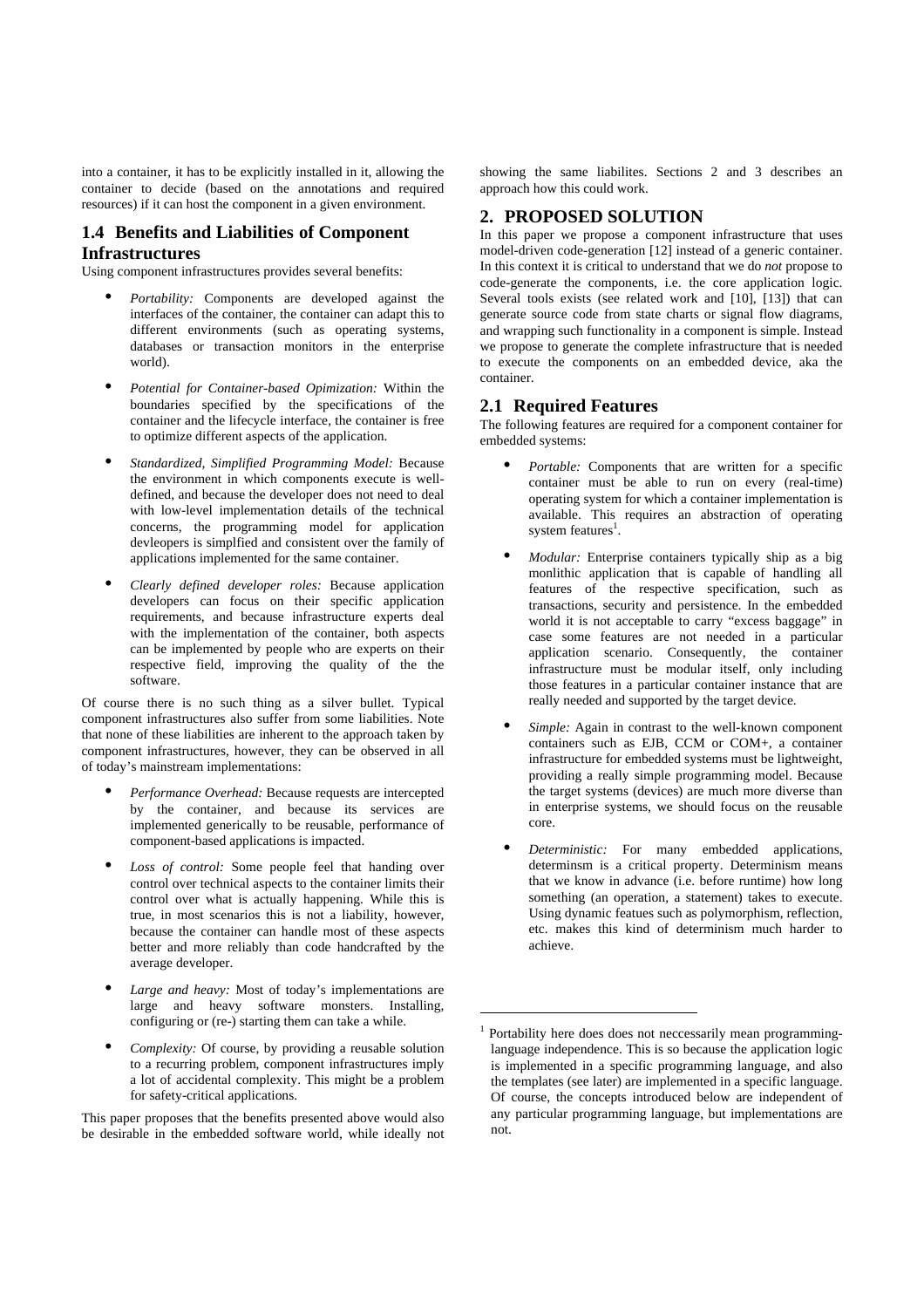into a container, it has to be explicitly installed in it, allowing the container to decide (based on the annotations and required resources) if it can host the component in a given environment.

## 1.4 Benefits and Liabilities of Component Infrastructures

Using component infrastructures provides several benefits:

- *Portability:* Components are developed against the interfaces of the container, the container can adapt this to different environments (such as operating systems, databases or transaction monitors in the enterprise world).
- *Potential for Container-based Opimization:* Within the boundaries specified by the specifications of the container and the lifecycle interface, the container is free to optimize different aspects of the application.
- *Standardized, Simplified Programming Model:* Because the environment in which components execute is well-defined, and because the developer does not need to deal with low-level implementation details of the technical concerns, the programming model for application devleopers is simplfied and consistent over the family of applications implemented for the same container.
- *Clearly defined developer roles:* Because application developers can focus on their specific application requirements, and because infrastructure experts deal with the implementation of the container, both aspects can be implemented by people who are experts on their respective field, improving the quality of the the software.

Of course there is no such thing as a silver bullet. Typical component infrastructures also suffer from some liabilities. Note that none of these liabilities are inherent to the approach taken by component infrastructures, however, they can be observed in all of today's mainstream implementations:

- *Performance Overhead:* Because requests are intercepted by the container, and because its services are implemented generically to be reusable, performance of component-based applications is impacted.
- *Loss of control:* Some people feel that handing over control over technical aspects to the container limits their control over what is actually happening. While this is true, in most scenarios this is not a liability, however, because the container can handle most of these aspects better and more reliably than code handcrafted by the average developer.
- *Large and heavy:* Most of today's implementations are large and heavy software monsters. Installing, configuring or (re-) starting them can take a while.
- *Complexity:* Of course, by providing a reusable solution to a recurring problem, component infrastructures imply a lot of accidental complexity. This might be a problem for safety-critical applications.

This paper proposes that the benefits presented above would also be desirable in the embedded software world, while ideally not showing the same liabilites. Sections 2 and 3 describes an approach how this could work.

# 2. PROPOSED SOLUTION

In this paper we propose a component infrastructure that uses model-driven code-generation [12] instead of a generic container. In this context it is critical to understand that we do *not* propose to code-generate the components, i.e. the core application logic. Several tools exists (see related work and [10], [13]) that can generate source code from state charts or signal flow diagrams, and wrapping such functionality in a component is simple. Instead we propose to generate the complete infrastructure that is needed to execute the components on an embedded device, aka the container.

## 2.1 Required Features

The following features are required for a component container for embedded systems:

- *Portable:* Components that are written for a specific container must be able to run on every (real-time) operating system for which a container implementation is available. This requires an abstraction of operating system features[1].
- *Modular:* Enterprise containers typically ship as a big monlithic application that is capable of handling all features of the respective specification, such as transactions, security and persistence. In the embedded world it is not acceptable to carry "excess baggage" in case some features are not needed in a particular application scenario. Consequently, the container infrastructure must be modular itself, only including those features in a particular container instance that are really needed and supported by the target device.
- *Simple:* Again in contrast to the well-known component containers such as EJB, CCM or COM+, a container infrastructure for embedded systems must be lightweight, providing a really simple programming model. Because the target systems (devices) are much more diverse than in enterprise systems, we should focus on the reusable core.
- *Deterministic:* For many embedded applications, determinsm is a critical property. Determinism means that we know in advance (i.e. before runtime) how long something (an operation, a statement) takes to execute. Using dynamic featues such as polymorphism, reflection, etc. makes this kind of determinism much harder to achieve.

[1] Portability here does does not neccessarily mean programming-language independence. This is so because the application logic is implemented in a specific programming language, and also the templates (see later) are implemented in a specific language. Of course, the concepts introduced below are independent of any particular programming language, but implementations are not.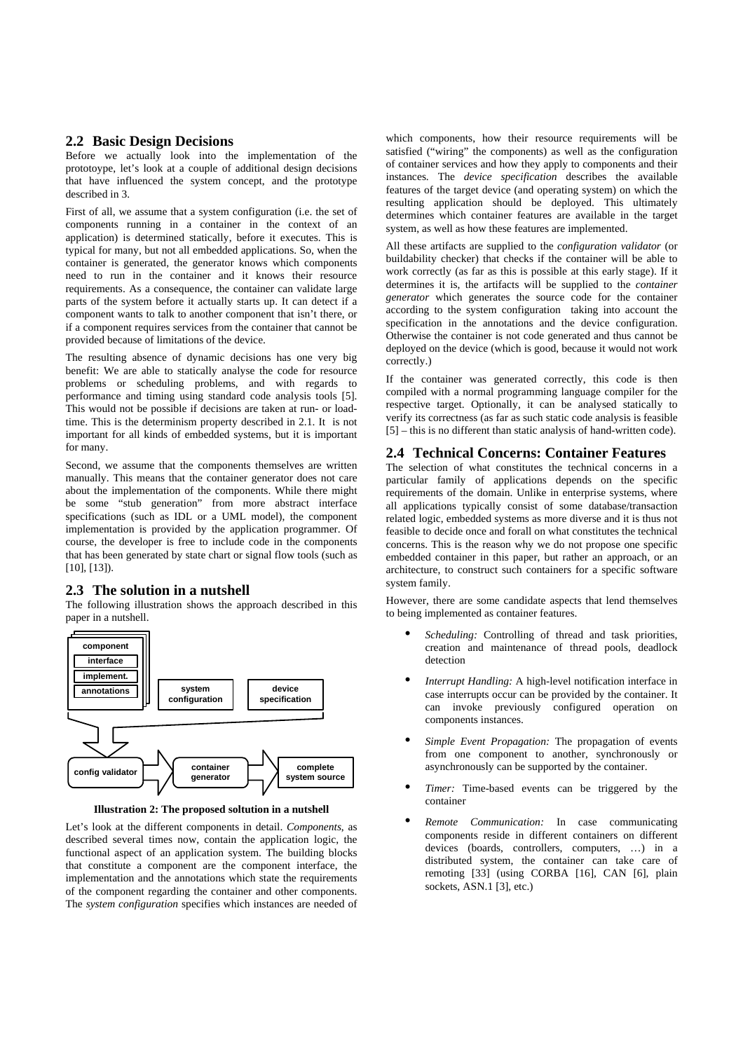## 2.2 Basic Design Decisions

Before we actually look into the implementation of the prototoype, let's look at a couple of additional design decisions that have influenced the system concept, and the prototype described in 3.

First of all, we assume that a system configuration (i.e. the set of components running in a container in the context of an application) is determined statically, before it executes. This is typical for many, but not all embedded applications. So, when the container is generated, the generator knows which components need to run in the container and it knows their resource requirements. As a consequence, the container can validate large parts of the system before it actually starts up. It can detect if a component wants to talk to another component that isn't there, or if a component requires services from the container that cannot be provided because of limitations of the device.

The resulting absence of dynamic decisions has one very big benefit: We are able to statically analyse the code for resource problems or scheduling problems, and with regards to performance and timing using standard code analysis tools [5]. This would not be possible if decisions are taken at run- or load-time. This is the determinism property described in 2.1. It is not important for all kinds of embedded systems, but it is important for many.

Second, we assume that the components themselves are written manually. This means that the container generator does not care about the implementation of the components. While there might be some "stub generation" from more abstract interface specifications (such as IDL or a UML model), the component implementation is provided by the application programmer. Of course, the developer is free to include code in the components that has been generated by state chart or signal flow tools (such as [10], [13]).

## 2.3 The solution in a nutshell

The following illustration shows the approach described in this paper in a nutshell.

component: interface, implement., annotations → system configuration, device specification → config validator → container generator → complete system source

**Illustration 2: The proposed soltution in a nutshell**

Let's look at the different components in detail. *Components*, as described several times now, contain the application logic, the functional aspect of an application system. The building blocks that constitute a component are the component interface, the implementation and the annotations which state the requirements of the component regarding the container and other components. The *system configuration* specifies which instances are needed of which components, how their resource requirements will be satisfied ("wiring" the components) as well as the configuration of container services and how they apply to components and their instances. The *device specification* describes the available features of the target device (and operating system) on which the resulting application should be deployed. This ultimately determines which container features are available in the target system, as well as how these features are implemented.

All these artifacts are supplied to the *configuration validator* (or buildability checker) that checks if the container will be able to work correctly (as far as this is possible at this early stage). If it determines it is, the artifacts will be supplied to the *container generator* which generates the source code for the container according to the system configuration taking into account the specification in the annotations and the device configuration. Otherwise the container is not code generated and thus cannot be deployed on the device (which is good, because it would not work correctly.)

If the container was generated correctly, this code is then compiled with a normal programming language compiler for the respective target. Optionally, it can be analysed statically to verify its correctness (as far as such static code analysis is feasible [5] – this is no different than static analysis of hand-written code).

## 2.4 Technical Concerns: Container Features

The selection of what constitutes the technical concerns in a particular family of applications depends on the specific requirements of the domain. Unlike in enterprise systems, where all applications typically consist of some database/transaction related logic, embedded systems as more diverse and it is thus not feasible to decide once and forall on what constitutes the technical concerns. This is the reason why we do not propose one specific embedded container in this paper, but rather an approach, or an architecture, to construct such containers for a specific software system family.

However, there are some candidate aspects that lend themselves to being implemented as container features.

- *Scheduling:* Controlling of thread and task priorities, creation and maintenance of thread pools, deadlock detection
- *Interrupt Handling:* A high-level notification interface in case interrupts occur can be provided by the container. It can invoke previously configured operation on components instances.
- *Simple Event Propagation:* The propagation of events from one component to another, synchronously or asynchronously can be supported by the container.
- *Timer:* Time-based events can be triggered by the container
- *Remote Communication:* In case communicating components reside in different containers on different devices (boards, controllers, computers, …) in a distributed system, the container can take care of remoting [33] (using CORBA [16], CAN [6], plain sockets, ASN.1 [3], etc.)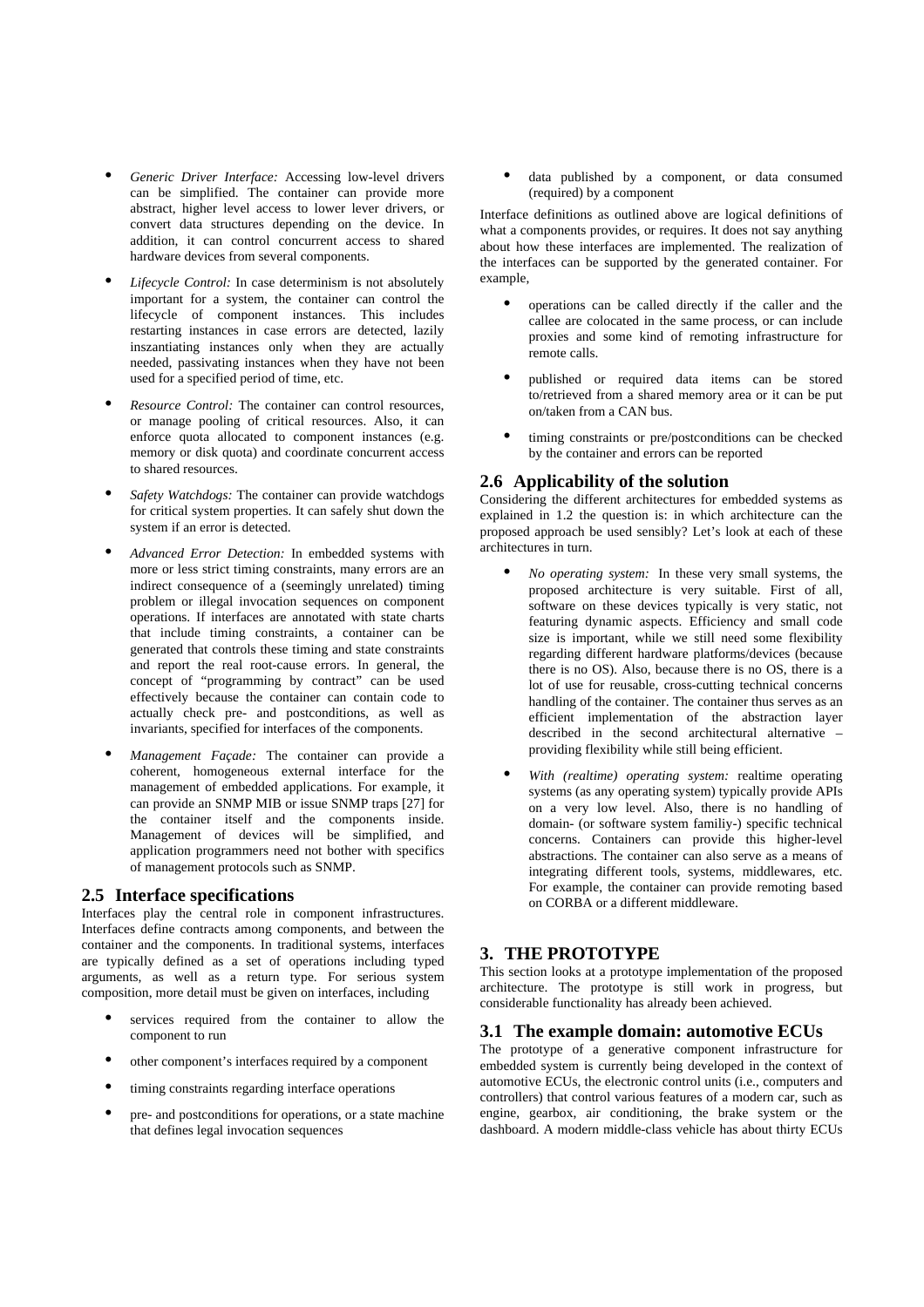- *Generic Driver Interface:* Accessing low-level drivers can be simplified. The container can provide more abstract, higher level access to lower lever drivers, or convert data structures depending on the device. In addition, it can control concurrent access to shared hardware devices from several components.

- *Lifecycle Control:* In case determinism is not absolutely important for a system, the container can control the lifecycle of component instances. This includes restarting instances in case errors are detected, lazily inszantiating instances only when they are actually needed, passivating instances when they have not been used for a specified period of time, etc.

- *Resource Control:* The container can control resources, or manage pooling of critical resources. Also, it can enforce quota allocated to component instances (e.g. memory or disk quota) and coordinate concurrent access to shared resources.

- *Safety Watchdogs:* The container can provide watchdogs for critical system properties. It can safely shut down the system if an error is detected.

- *Advanced Error Detection:* In embedded systems with more or less strict timing constraints, many errors are an indirect consequence of a (seemingly unrelated) timing problem or illegal invocation sequences on component operations. If interfaces are annotated with state charts that include timing constraints, a container can be generated that controls these timing and state constraints and report the real root-cause errors. In general, the concept of "programming by contract" can be used effectively because the container can contain code to actually check pre- and postconditions, as well as invariants, specified for interfaces of the components.

- *Management Façade:* The container can provide a coherent, homogeneous external interface for the management of embedded applications. For example, it can provide an SNMP MIB or issue SNMP traps [27] for the container itself and the components inside. Management of devices will be simplified, and application programmers need not bother with specifics of management protocols such as SNMP.

## 2.5 Interface specifications

Interfaces play the central role in component infrastructures. Interfaces define contracts among components, and between the container and the components. In traditional systems, interfaces are typically defined as a set of operations including typed arguments, as well as a return type. For serious system composition, more detail must be given on interfaces, including

- services required from the container to allow the component to run

- other component's interfaces required by a component

- timing constraints regarding interface operations

- pre- and postconditions for operations, or a state machine that defines legal invocation sequences

- data published by a component, or data consumed (required) by a component

Interface definitions as outlined above are logical definitions of what a components provides, or requires. It does not say anything about how these interfaces are implemented. The realization of the interfaces can be supported by the generated container. For example,

- operations can be called directly if the caller and the callee are colocated in the same process, or can include proxies and some kind of remoting infrastructure for remote calls.

- published or required data items can be stored to/retrieved from a shared memory area or it can be put on/taken from a CAN bus.

- timing constraints or pre/postconditions can be checked by the container and errors can be reported

## 2.6 Applicability of the solution

Considering the different architectures for embedded systems as explained in 1.2 the question is: in which architecture can the proposed approach be used sensibly? Let's look at each of these architectures in turn.

- *No operating system:* In these very small systems, the proposed architecture is very suitable. First of all, software on these devices typically is very static, not featuring dynamic aspects. Efficiency and small code size is important, while we still need some flexibility regarding different hardware platforms/devices (because there is no OS). Also, because there is no OS, there is a lot of use for reusable, cross-cutting technical concerns handling of the container. The container thus serves as an efficient implementation of the abstraction layer described in the second architectural alternative – providing flexibility while still being efficient.

- *With (realtime) operating system:* realtime operating systems (as any operating system) typically provide APIs on a very low level. Also, there is no handling of domain- (or software system familiy-) specific technical concerns. Containers can provide this higher-level abstractions. The container can also serve as a means of integrating different tools, systems, middlewares, etc. For example, the container can provide remoting based on CORBA or a different middleware.

# 3. THE PROTOTYPE

This section looks at a prototype implementation of the proposed architecture. The prototype is still work in progress, but considerable functionality has already been achieved.

## 3.1 The example domain: automotive ECUs

The prototype of a generative component infrastructure for embedded system is currently being developed in the context of automotive ECUs, the electronic control units (i.e., computers and controllers) that control various features of a modern car, such as engine, gearbox, air conditioning, the brake system or the dashboard. A modern middle-class vehicle has about thirty ECUs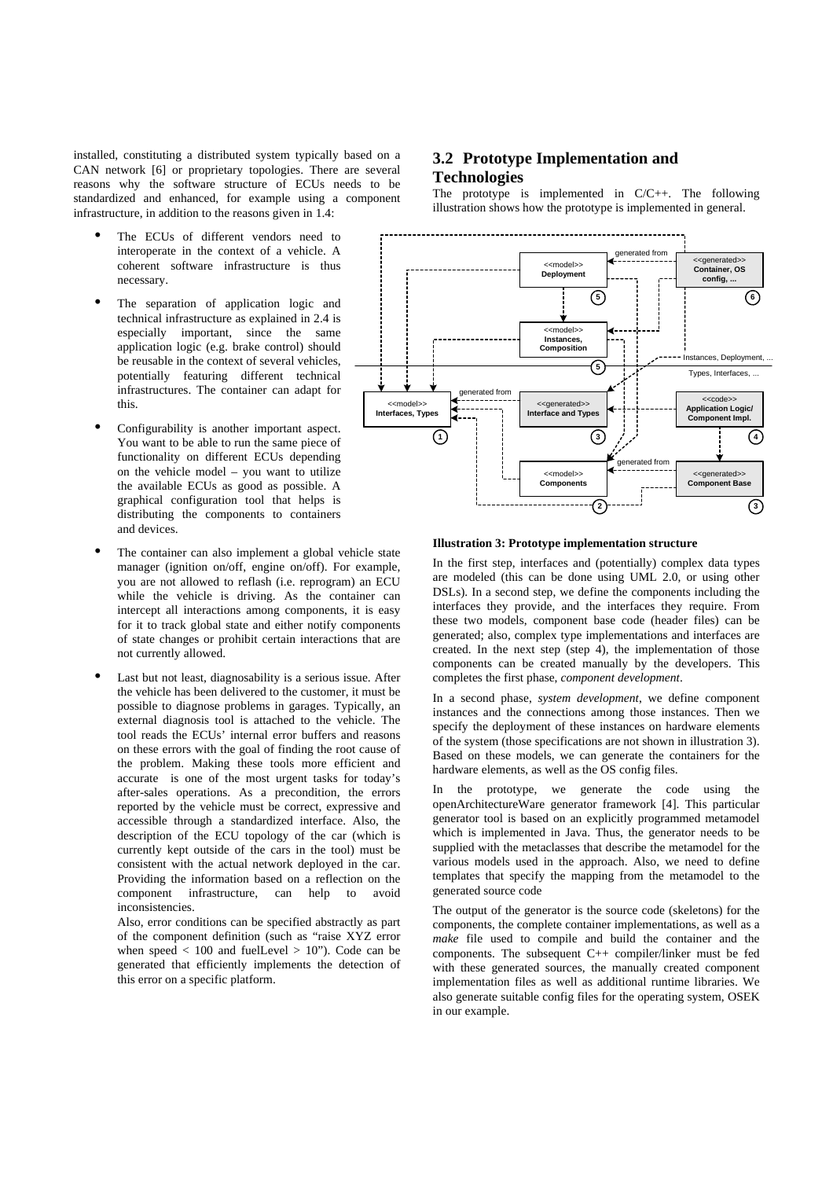installed, constituting a distributed system typically based on a CAN network [6] or proprietary topologies. There are several reasons why the software structure of ECUs needs to be standardized and enhanced, for example using a component infrastructure, in addition to the reasons given in 1.4:

- The ECUs of different vendors need to interoperate in the context of a vehicle. A coherent software infrastructure is thus necessary.
- The separation of application logic and technical infrastructure as explained in 2.4 is especially important, since the same application logic (e.g. brake control) should be reusable in the context of several vehicles, potentially featuring different technical infrastructures. The container can adapt for this.
- Configurability is another important aspect. You want to be able to run the same piece of functionality on different ECUs depending on the vehicle model – you want to utilize the available ECUs as good as possible. A graphical configuration tool that helps is distributing the components to containers and devices.
- The container can also implement a global vehicle state manager (ignition on/off, engine on/off). For example, you are not allowed to reflash (i.e. reprogram) an ECU while the vehicle is driving. As the container can intercept all interactions among components, it is easy for it to track global state and either notify components of state changes or prohibit certain interactions that are not currently allowed.
- Last but not least, diagnosability is a serious issue. After the vehicle has been delivered to the customer, it must be possible to diagnose problems in garages. Typically, an external diagnosis tool is attached to the vehicle. The tool reads the ECUs' internal error buffers and reasons on these errors with the goal of finding the root cause of the problem. Making these tools more efficient and accurate is one of the most urgent tasks for today's after-sales operations. As a precondition, the errors reported by the vehicle must be correct, expressive and accessible through a standardized interface. Also, the description of the ECU topology of the car (which is currently kept outside of the cars in the tool) must be consistent with the actual network deployed in the car. Providing the information based on a reflection on the component infrastructure, can help to avoid inconsistencies.

  Also, error conditions can be specified abstractly as part of the component definition (such as "raise XYZ error when speed < 100 and fuelLevel > 10"). Code can be generated that efficiently implements the detection of this error on a specific platform.

## 3.2 Prototype Implementation and Technologies

The prototype is implemented in C/C++. The following illustration shows how the prototype is implemented in general.

**Illustration 3: Prototype implementation structure**

In the first step, interfaces and (potentially) complex data types are modeled (this can be done using UML 2.0, or using other DSLs). In a second step, we define the components including the interfaces they provide, and the interfaces they require. From these two models, component base code (header files) can be generated; also, complex type implementations and interfaces are created. In the next step (step 4), the implementation of those components can be created manually by the developers. This completes the first phase, *component development*.

In a second phase, *system development*, we define component instances and the connections among those instances. Then we specify the deployment of these instances on hardware elements of the system (those specifications are not shown in illustration 3). Based on these models, we can generate the containers for the hardware elements, as well as the OS config files.

In the prototype, we generate the code using the openArchitectureWare generator framework [4]. This particular generator tool is based on an explicitly programmed metamodel which is implemented in Java. Thus, the generator needs to be supplied with the metaclasses that describe the metamodel for the various models used in the approach. Also, we need to define templates that specify the mapping from the metamodel to the generated source code

The output of the generator is the source code (skeletons) for the components, the complete container implementations, as well as a *make* file used to compile and build the container and the components. The subsequent C++ compiler/linker must be fed with these generated sources, the manually created component implementation files as well as additional runtime libraries. We also generate suitable config files for the operating system, OSEK in our example.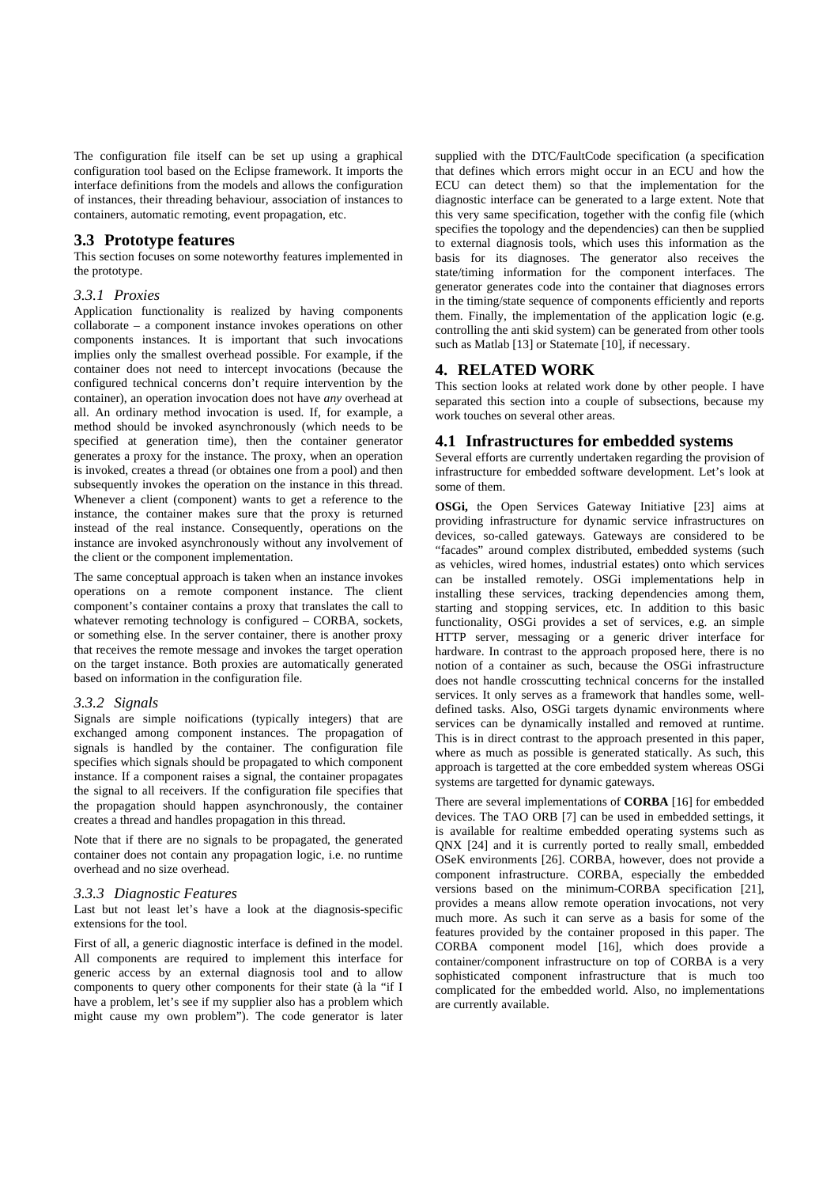The configuration file itself can be set up using a graphical configuration tool based on the Eclipse framework. It imports the interface definitions from the models and allows the configuration of instances, their threading behaviour, association of instances to containers, automatic remoting, event propagation, etc.

## 3.3 Prototype features

This section focuses on some noteworthy features implemented in the prototype.

### *3.3.1 Proxies*

Application functionality is realized by having components collaborate – a component instance invokes operations on other components instances. It is important that such invocations implies only the smallest overhead possible. For example, if the container does not need to intercept invocations (because the configured technical concerns don't require intervention by the container), an operation invocation does not have *any* overhead at all. An ordinary method invocation is used. If, for example, a method should be invoked asynchronously (which needs to be specified at generation time), then the container generator generates a proxy for the instance. The proxy, when an operation is invoked, creates a thread (or obtaines one from a pool) and then subsequently invokes the operation on the instance in this thread. Whenever a client (component) wants to get a reference to the instance, the container makes sure that the proxy is returned instead of the real instance. Consequently, operations on the instance are invoked asynchronously without any involvement of the client or the component implementation.

The same conceptual approach is taken when an instance invokes operations on a remote component instance. The client component's container contains a proxy that translates the call to whatever remoting technology is configured – CORBA, sockets, or something else. In the server container, there is another proxy that receives the remote message and invokes the target operation on the target instance. Both proxies are automatically generated based on information in the configuration file.

### *3.3.2 Signals*

Signals are simple noifications (typically integers) that are exchanged among component instances. The propagation of signals is handled by the container. The configuration file specifies which signals should be propagated to which component instance. If a component raises a signal, the container propagates the signal to all receivers. If the configuration file specifies that the propagation should happen asynchronously, the container creates a thread and handles propagation in this thread.

Note that if there are no signals to be propagated, the generated container does not contain any propagation logic, i.e. no runtime overhead and no size overhead.

### *3.3.3 Diagnostic Features*

Last but not least let's have a look at the diagnosis-specific extensions for the tool.

First of all, a generic diagnostic interface is defined in the model. All components are required to implement this interface for generic access by an external diagnosis tool and to allow components to query other components for their state (à la "if I have a problem, let's see if my supplier also has a problem which might cause my own problem"). The code generator is later supplied with the DTC/FaultCode specification (a specification that defines which errors might occur in an ECU and how the ECU can detect them) so that the implementation for the diagnostic interface can be generated to a large extent. Note that this very same specification, together with the config file (which specifies the topology and the dependencies) can then be supplied to external diagnosis tools, which uses this information as the basis for its diagnoses. The generator also receives the state/timing information for the component interfaces. The generator generates code into the container that diagnoses errors in the timing/state sequence of components efficiently and reports them. Finally, the implementation of the application logic (e.g. controlling the anti skid system) can be generated from other tools such as Matlab [13] or Statemate [10], if necessary.

# 4. RELATED WORK

This section looks at related work done by other people. I have separated this section into a couple of subsections, because my work touches on several other areas.

## 4.1 Infrastructures for embedded systems

Several efforts are currently undertaken regarding the provision of infrastructure for embedded software development. Let's look at some of them.

**OSGi,** the Open Services Gateway Initiative [23] aims at providing infrastructure for dynamic service infrastructures on devices, so-called gateways. Gateways are considered to be "facades" around complex distributed, embedded systems (such as vehicles, wired homes, industrial estates) onto which services can be installed remotely. OSGi implementations help in installing these services, tracking dependencies among them, starting and stopping services, etc. In addition to this basic functionality, OSGi provides a set of services, e.g. an simple HTTP server, messaging or a generic driver interface for hardware. In contrast to the approach proposed here, there is no notion of a container as such, because the OSGi infrastructure does not handle crosscutting technical concerns for the installed services. It only serves as a framework that handles some, well-defined tasks. Also, OSGi targets dynamic environments where services can be dynamically installed and removed at runtime. This is in direct contrast to the approach presented in this paper, where as much as possible is generated statically. As such, this approach is targetted at the core embedded system whereas OSGi systems are targetted for dynamic gateways.

There are several implementations of **CORBA** [16] for embedded devices. The TAO ORB [7] can be used in embedded settings, it is available for realtime embedded operating systems such as QNX [24] and it is currently ported to really small, embedded OSeK environments [26]. CORBA, however, does not provide a component infrastructure. CORBA, especially the embedded versions based on the minimum-CORBA specification [21], provides a means allow remote operation invocations, not very much more. As such it can serve as a basis for some of the features provided by the container proposed in this paper. The CORBA component model [16], which does provide a container/component infrastructure on top of CORBA is a very sophisticated component infrastructure that is much too complicated for the embedded world. Also, no implementations are currently available.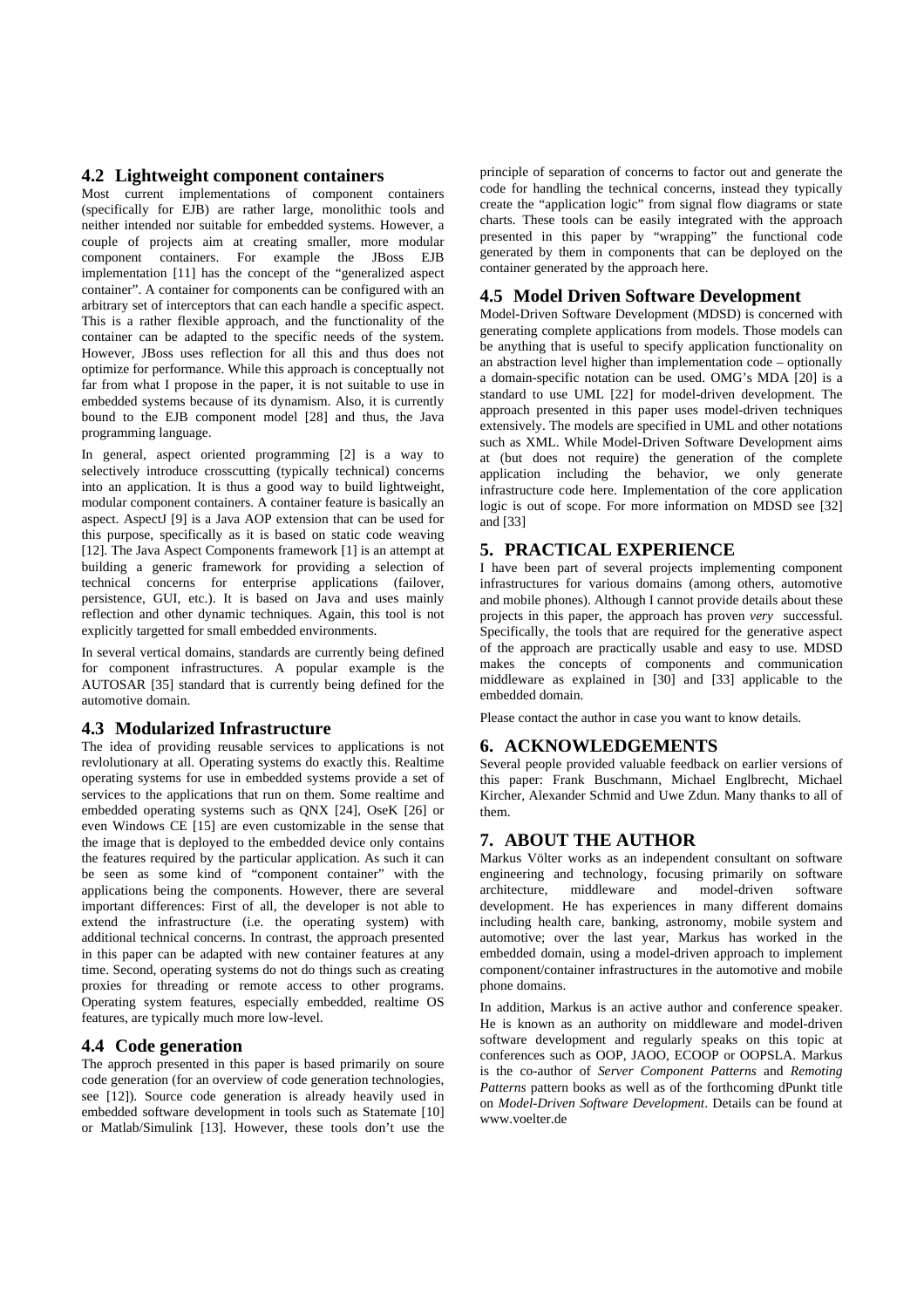### 4.2 Lightweight component containers

Most current implementations of component containers (specifically for EJB) are rather large, monolithic tools and neither intended nor suitable for embedded systems. However, a couple of projects aim at creating smaller, more modular component containers. For example the JBoss EJB implementation [11] has the concept of the "generalized aspect container". A container for components can be configured with an arbitrary set of interceptors that can each handle a specific aspect. This is a rather flexible approach, and the functionality of the container can be adapted to the specific needs of the system. However, JBoss uses reflection for all this and thus does not optimize for performance. While this approach is conceptually not far from what I propose in the paper, it is not suitable to use in embedded systems because of its dynamism. Also, it is currently bound to the EJB component model [28] and thus, the Java programming language.

In general, aspect oriented programming [2] is a way to selectively introduce crosscutting (typically technical) concerns into an application. It is thus a good way to build lightweight, modular component containers. A container feature is basically an aspect. AspectJ [9] is a Java AOP extension that can be used for this purpose, specifically as it is based on static code weaving [12]. The Java Aspect Components framework [1] is an attempt at building a generic framework for providing a selection of technical concerns for enterprise applications (failover, persistence, GUI, etc.). It is based on Java and uses mainly reflection and other dynamic techniques. Again, this tool is not explicitly targetted for small embedded environments.

In several vertical domains, standards are currently being defined for component infrastructures. A popular example is the AUTOSAR [35] standard that is currently being defined for the automotive domain.

### 4.3 Modularized Infrastructure

The idea of providing reusable services to applications is not revlolutionary at all. Operating systems do exactly this. Realtime operating systems for use in embedded systems provide a set of services to the applications that run on them. Some realtime and embedded operating systems such as QNX [24], OseK [26] or even Windows CE [15] are even customizable in the sense that the image that is deployed to the embedded device only contains the features required by the particular application. As such it can be seen as some kind of "component container" with the applications being the components. However, there are several important differences: First of all, the developer is not able to extend the infrastructure (i.e. the operating system) with additional technical concerns. In contrast, the approach presented in this paper can be adapted with new container features at any time. Second, operating systems do not do things such as creating proxies for threading or remote access to other programs. Operating system features, especially embedded, realtime OS features, are typically much more low-level.

### 4.4 Code generation

The approch presented in this paper is based primarily on soure code generation (for an overview of code generation technologies, see [12]). Source code generation is already heavily used in embedded software development in tools such as Statemate [10] or Matlab/Simulink [13]. However, these tools don't use the principle of separation of concerns to factor out and generate the code for handling the technical concerns, instead they typically create the "application logic" from signal flow diagrams or state charts. These tools can be easily integrated with the approach presented in this paper by "wrapping" the functional code generated by them in components that can be deployed on the container generated by the approach here.

### 4.5 Model Driven Software Development

Model-Driven Software Development (MDSD) is concerned with generating complete applications from models. Those models can be anything that is useful to specify application functionality on an abstraction level higher than implementation code – optionally a domain-specific notation can be used. OMG's MDA [20] is a standard to use UML [22] for model-driven development. The approach presented in this paper uses model-driven techniques extensively. The models are specified in UML and other notations such as XML. While Model-Driven Software Development aims at (but does not require) the generation of the complete application including the behavior, we only generate infrastructure code here. Implementation of the core application logic is out of scope. For more information on MDSD see [32] and [33]

## 5. PRACTICAL EXPERIENCE

I have been part of several projects implementing component infrastructures for various domains (among others, automotive and mobile phones). Although I cannot provide details about these projects in this paper, the approach has proven *very* successful. Specifically, the tools that are required for the generative aspect of the approach are practically usable and easy to use. MDSD makes the concepts of components and communication middleware as explained in [30] and [33] applicable to the embedded domain.

Please contact the author in case you want to know details.

## 6. ACKNOWLEDGEMENTS

Several people provided valuable feedback on earlier versions of this paper: Frank Buschmann, Michael Englbrecht, Michael Kircher, Alexander Schmid and Uwe Zdun. Many thanks to all of them.

## 7. ABOUT THE AUTHOR

Markus Völter works as an independent consultant on software engineering and technology, focusing primarily on software architecture, middleware and model-driven software development. He has experiences in many different domains including health care, banking, astronomy, mobile system and automotive; over the last year, Markus has worked in the embedded domain, using a model-driven approach to implement component/container infrastructures in the automotive and mobile phone domains.

In addition, Markus is an active author and conference speaker. He is known as an authority on middleware and model-driven software development and regularly speaks on this topic at conferences such as OOP, JAOO, ECOOP or OOPSLA. Markus is the co-author of *Server Component Patterns* and *Remoting Patterns* pattern books as well as of the forthcoming dPunkt title on *Model-Driven Software Development*. Details can be found at www.voelter.de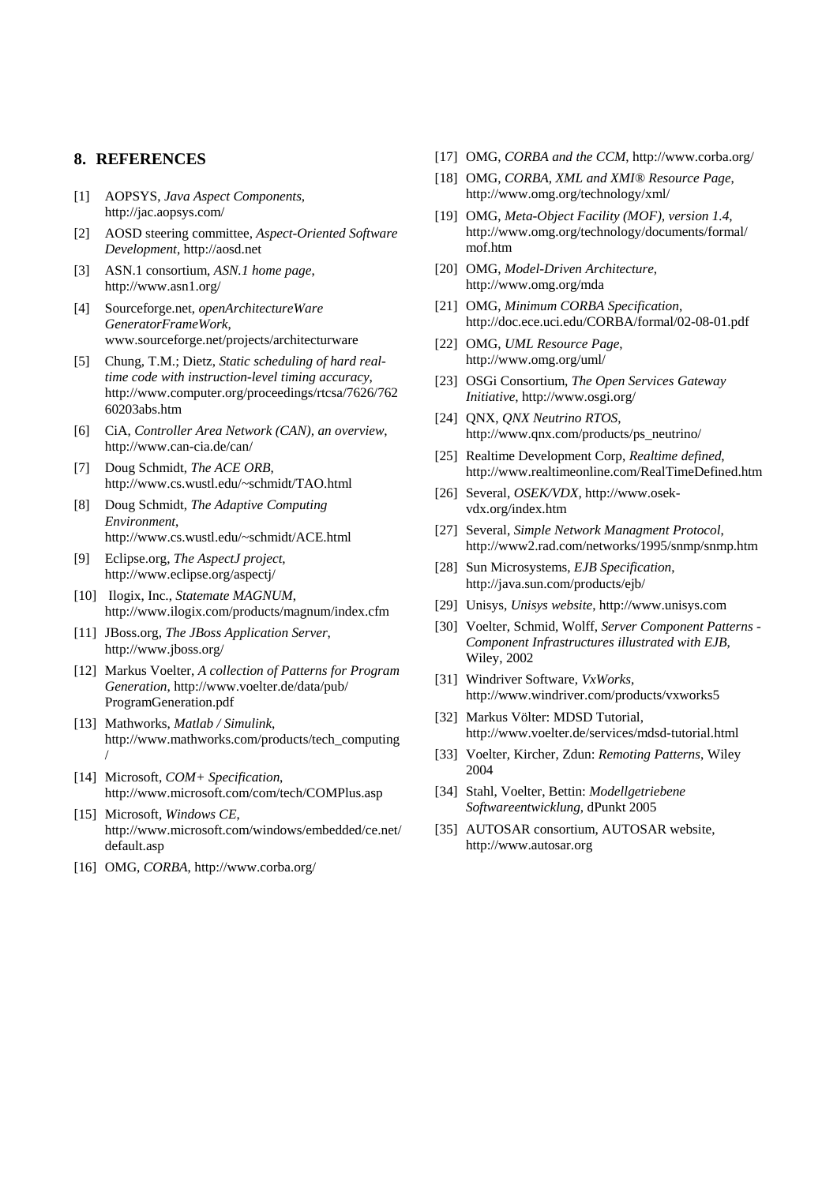## 8. REFERENCES

[1] AOPSYS, *Java Aspect Components*, http://jac.aopsys.com/

[2] AOSD steering committee, *Aspect-Oriented Software Development*, http://aosd.net

[3] ASN.1 consortium, *ASN.1 home page*, http://www.asn1.org/

[4] Sourceforge.net, *openArchitectureWare GeneratorFrameWork*, www.sourceforge.net/projects/architecturware

[5] Chung, T.M.; Dietz, *Static scheduling of hard real-time code with instruction-level timing accuracy*, http://www.computer.org/proceedings/rtcsa/7626/76260203abs.htm

[6] CiA, *Controller Area Network (CAN), an overview*, http://www.can-cia.de/can/

[7] Doug Schmidt, *The ACE ORB*, http://www.cs.wustl.edu/~schmidt/TAO.html

[8] Doug Schmidt, *The Adaptive Computing Environment*, http://www.cs.wustl.edu/~schmidt/ACE.html

[9] Eclipse.org, *The AspectJ project*, http://www.eclipse.org/aspectj/

[10] Ilogix, Inc., *Statemate MAGNUM*, http://www.ilogix.com/products/magnum/index.cfm

[11] JBoss.org, *The JBoss Application Server*, http://www.jboss.org/

[12] Markus Voelter, *A collection of Patterns for Program Generation*, http://www.voelter.de/data/pub/ProgramGeneration.pdf

[13] Mathworks, *Matlab / Simulink*, http://www.mathworks.com/products/tech_computing/

[14] Microsoft, *COM+ Specification*, http://www.microsoft.com/com/tech/COMPlus.asp

[15] Microsoft, *Windows CE*, http://www.microsoft.com/windows/embedded/ce.net/default.asp

[16] OMG, *CORBA*, http://www.corba.org/

[17] OMG, *CORBA and the CCM*, http://www.corba.org/

[18] OMG, *CORBA, XML and XMI® Resource Page*, http://www.omg.org/technology/xml/

[19] OMG, *Meta-Object Facility (MOF), version 1.4*, http://www.omg.org/technology/documents/formal/mof.htm

[20] OMG, *Model-Driven Architecture*, http://www.omg.org/mda

[21] OMG, *Minimum CORBA Specification*, http://doc.ece.uci.edu/CORBA/formal/02-08-01.pdf

[22] OMG, *UML Resource Page*, http://www.omg.org/uml/

[23] OSGi Consortium, *The Open Services Gateway Initiative*, http://www.osgi.org/

[24] QNX, *QNX Neutrino RTOS*, http://www.qnx.com/products/ps_neutrino/

[25] Realtime Development Corp, *Realtime defined*, http://www.realtimeonline.com/RealTimeDefined.htm

[26] Several, *OSEK/VDX*, http://www.osek-vdx.org/index.htm

[27] Several, *Simple Network Managment Protocol*, http://www2.rad.com/networks/1995/snmp/snmp.htm

[28] Sun Microsystems, *EJB Specification*, http://java.sun.com/products/ejb/

[29] Unisys, *Unisys website*, http://www.unisys.com

[30] Voelter, Schmid, Wolff, *Server Component Patterns - Component Infrastructures illustrated with EJB*, Wiley, 2002

[31] Windriver Software, *VxWorks*, http://www.windriver.com/products/vxworks5

[32] Markus Völter: MDSD Tutorial, http://www.voelter.de/services/mdsd-tutorial.html

[33] Voelter, Kircher, Zdun: *Remoting Patterns*, Wiley 2004

[34] Stahl, Voelter, Bettin: *Modellgetriebene Softwareentwicklung*, dPunkt 2005

[35] AUTOSAR consortium, AUTOSAR website, http://www.autosar.org